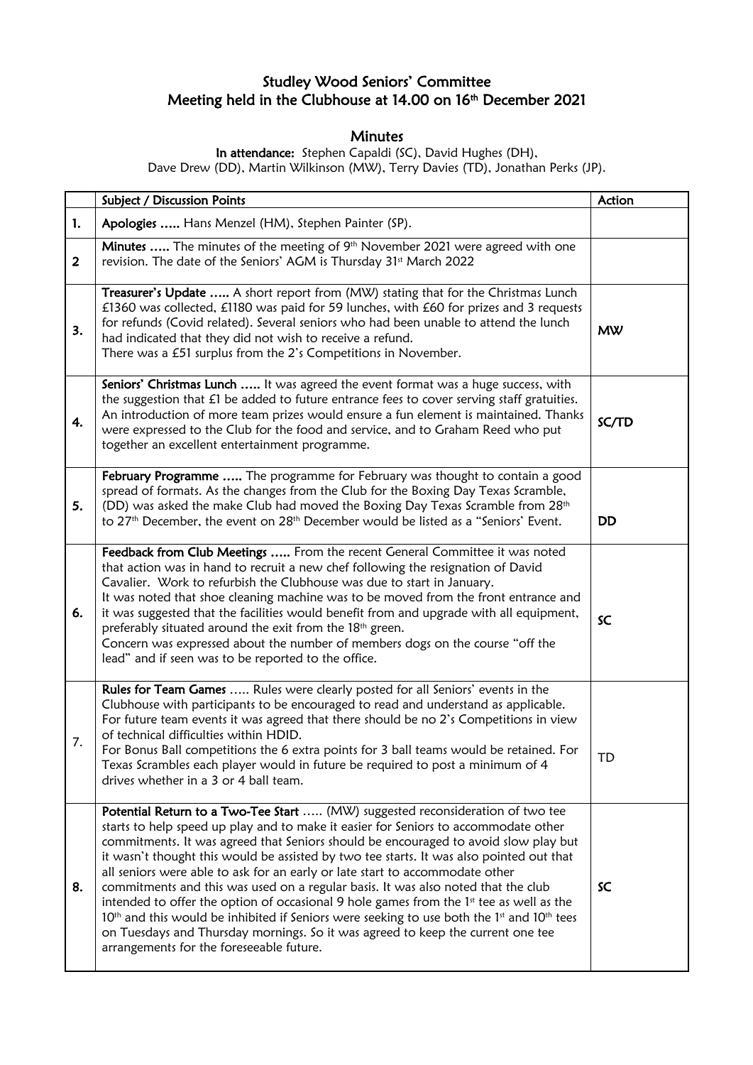# Studley Wood Seniors' Committee
## Meeting held in the Clubhouse at 14.00 on 16th December 2021

### Minutes

**In attendance:** Stephen Capaldi (SC), David Hughes (DH), Dave Drew (DD), Martin Wilkinson (MW), Terry Davies (TD), Jonathan Perks (JP).

| | Subject / Discussion Points | Action |
|---|---|---|
| 1. | **Apologies …..** Hans Menzel (HM), Stephen Painter (SP). | |
| 2 | **Minutes …..** The minutes of the meeting of 9th November 2021 were agreed with one revision. The date of the Seniors' AGM is Thursday 31st March 2022 | |
| 3. | **Treasurer's Update …..** A short report from (MW) stating that for the Christmas Lunch £1360 was collected, £1180 was paid for 59 lunches, with £60 for prizes and 3 requests for refunds (Covid related). Several seniors who had been unable to attend the lunch had indicated that they did not wish to receive a refund.<br>There was a £51 surplus from the 2's Competitions in November. | MW |
| 4. | **Seniors' Christmas Lunch …..** It was agreed the event format was a huge success, with the suggestion that £1 be added to future entrance fees to cover serving staff gratuities. An introduction of more team prizes would ensure a fun element is maintained. Thanks were expressed to the Club for the food and service, and to Graham Reed who put together an excellent entertainment programme. | SC/TD |
| 5. | **February Programme …..** The programme for February was thought to contain a good spread of formats. As the changes from the Club for the Boxing Day Texas Scramble, (DD) was asked the make Club had moved the Boxing Day Texas Scramble from 28th to 27th December, the event on 28th December would be listed as a "Seniors' Event. | DD |
| 6. | **Feedback from Club Meetings …..** From the recent General Committee it was noted that action was in hand to recruit a new chef following the resignation of David Cavalier. Work to refurbish the Clubhouse was due to start in January.<br>It was noted that shoe cleaning machine was to be moved from the front entrance and it was suggested that the facilities would benefit from and upgrade with all equipment, preferably situated around the exit from the 18th green.<br>Concern was expressed about the number of members dogs on the course "off the lead" and if seen was to be reported to the office. | SC |
| 7. | **Rules for Team Games** ….. Rules were clearly posted for all Seniors' events in the Clubhouse with participants to be encouraged to read and understand as applicable. For future team events it was agreed that there should be no 2's Competitions in view of technical difficulties within HDID.<br>For Bonus Ball competitions the 6 extra points for 3 ball teams would be retained. For Texas Scrambles each player would in future be required to post a minimum of 4 drives whether in a 3 or 4 ball team. | TD |
| 8. | **Potential Return to a Two-Tee Start** ….. (MW) suggested reconsideration of two tee starts to help speed up play and to make it easier for Seniors to accommodate other commitments. It was agreed that Seniors should be encouraged to avoid slow play but it wasn't thought this would be assisted by two tee starts. It was also pointed out that all seniors were able to ask for an early or late start to accommodate other commitments and this was used on a regular basis. It was also noted that the club intended to offer the option of occasional 9 hole games from the 1st tee as well as the 10th and this would be inhibited if Seniors were seeking to use both the 1st and 10th tees on Tuesdays and Thursday mornings. So it was agreed to keep the current one tee arrangements for the foreseeable future. | SC |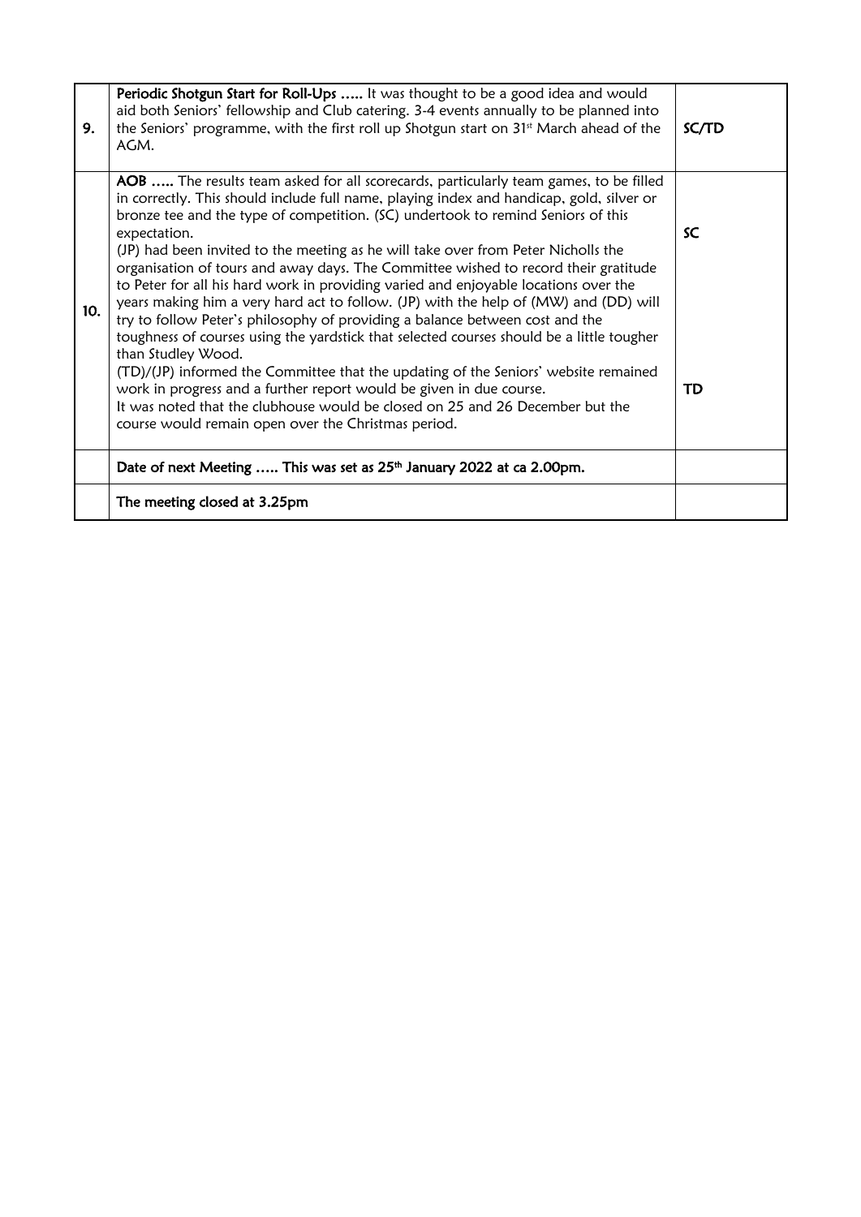| | | |
|---|---|---|
| 9. | **Periodic Shotgun Start for Roll-Ups …..** It was thought to be a good idea and would aid both Seniors' fellowship and Club catering. 3-4 events annually to be planned into the Seniors' programme, with the first roll up Shotgun start on 31st March ahead of the AGM. | **SC/TD** |
| 10. | **AOB …..** The results team asked for all scorecards, particularly team games, to be filled in correctly. This should include full name, playing index and handicap, gold, silver or bronze tee and the type of competition. (SC) undertook to remind Seniors of this expectation.<br>(JP) had been invited to the meeting as he will take over from Peter Nicholls the organisation of tours and away days. The Committee wished to record their gratitude to Peter for all his hard work in providing varied and enjoyable locations over the years making him a very hard act to follow. (JP) with the help of (MW) and (DD) will try to follow Peter's philosophy of providing a balance between cost and the toughness of courses using the yardstick that selected courses should be a little tougher than Studley Wood.<br>(TD)/(JP) informed the Committee that the updating of the Seniors' website remained work in progress and a further report would be given in due course.<br>It was noted that the clubhouse would be closed on 25 and 26 December but the course would remain open over the Christmas period. | **SC**<br><br>**TD** |
| | **Date of next Meeting ….. This was set as 25th January 2022 at ca 2.00pm.** | |
| | **The meeting closed at 3.25pm** | |